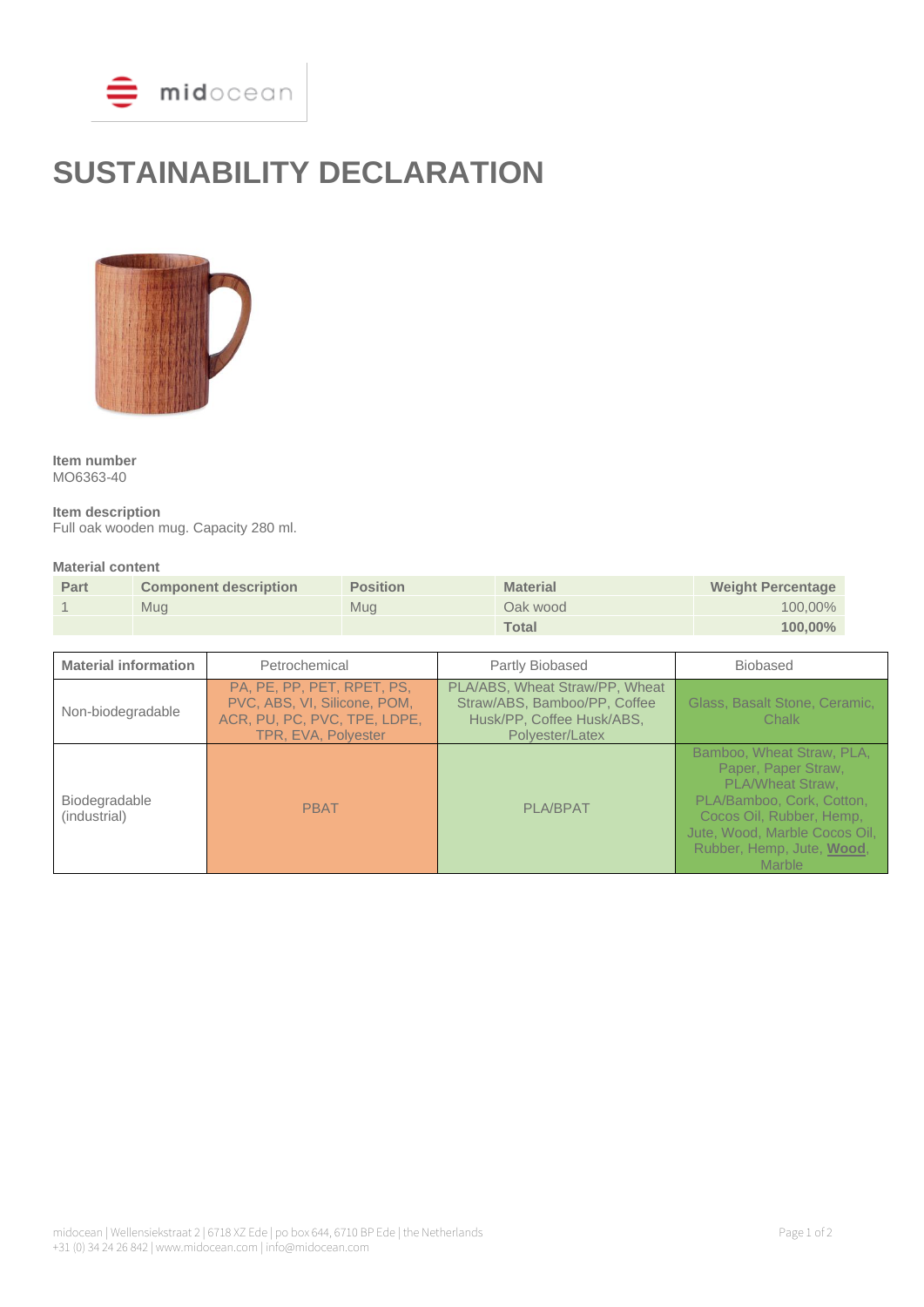# SUSTAINABILITY DECLARATION

**Item number**
MO6363-40

**Item description**
Full oak wooden mug. Capacity 280 ml.

**Material content**

| Part | Component description | Position | Material | Weight Percentage |
|---|---|---|---|---|
| 1 | Mug | Mug | Oak wood | 100,00% |
| | | | **Total** | **100,00%** |

| Material information | Petrochemical | Partly Biobased | Biobased |
|---|---|---|---|
| Non-biodegradable | PA, PE, PP, PET, RPET, PS, PVC, ABS, VI, Silicone, POM, ACR, PU, PC, PVC, TPE, LDPE, TPR, EVA, Polyester | PLA/ABS, Wheat Straw/PP, Wheat Straw/ABS, Bamboo/PP, Coffee Husk/PP, Coffee Husk/ABS, Polyester/Latex | Glass, Basalt Stone, Ceramic, Chalk |
| Biodegradable (industrial) | PBAT | PLA/BPAT | Bamboo, Wheat Straw, PLA, Paper, Paper Straw, PLA/Wheat Straw, PLA/Bamboo, Cork, Cotton, Cocos Oil, Rubber, Hemp, Jute, Wood, Marble Cocos Oil, Rubber, Hemp, Jute, **Wood**, Marble |

midocean | Wellensiekstraat 2 | 6718 XZ Ede | po box 644, 6710 BP Ede | the Netherlands
+31 (0) 34 24 26 842 | www.midocean.com | info@midocean.com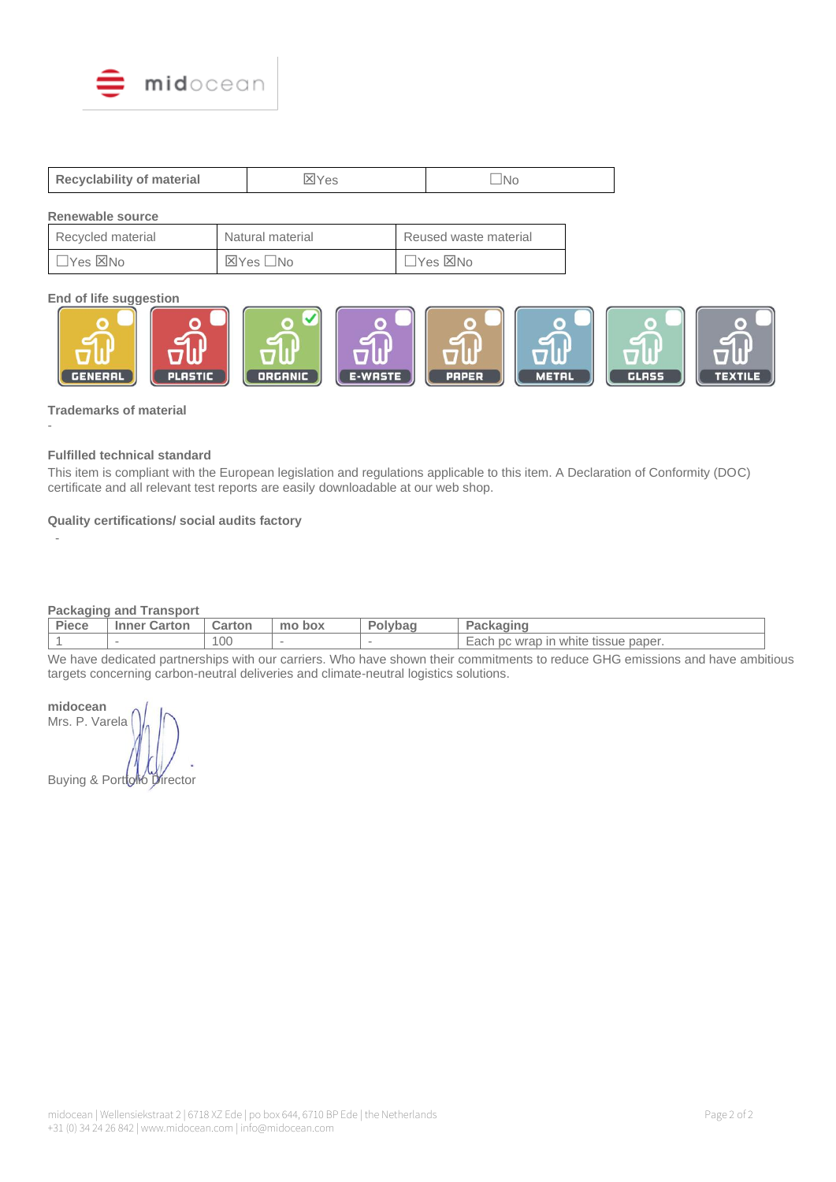| Recyclability of material | ☒Yes | ☐No |
|---|---|---|

**Renewable source**

| Recycled material | Natural material | Reused waste material |
|---|---|---|
| ☐Yes ☒No | ☒Yes ☐No | ☐Yes ☒No |

**End of life suggestion**

GENERAL | PLASTIC | ORGANIC ✓ | E-WASTE | PAPER | METAL | GLASS | TEXTILE

**Trademarks of material**

-

**Fulfilled technical standard**

This item is compliant with the European legislation and regulations applicable to this item. A Declaration of Conformity (DOC) certificate and all relevant test reports are easily downloadable at our web shop.

**Quality certifications/ social audits factory**

-

**Packaging and Transport**

| Piece | Inner Carton | Carton | mo box | Polybag | Packaging |
|---|---|---|---|---|---|
| 1 | - | 100 | - | - | Each pc wrap in white tissue paper. |

We have dedicated partnerships with our carriers. Who have shown their commitments to reduce GHG emissions and have ambitious targets concerning carbon-neutral deliveries and climate-neutral logistics solutions.

**midocean**
Mrs. P. Varela

Buying & Portfolio Director

midocean | Wellensiekstraat 2 | 6718 XZ Ede | po box 644, 6710 BP Ede | the Netherlands
+31 (0) 34 24 26 842 | www.midocean.com | info@midocean.com